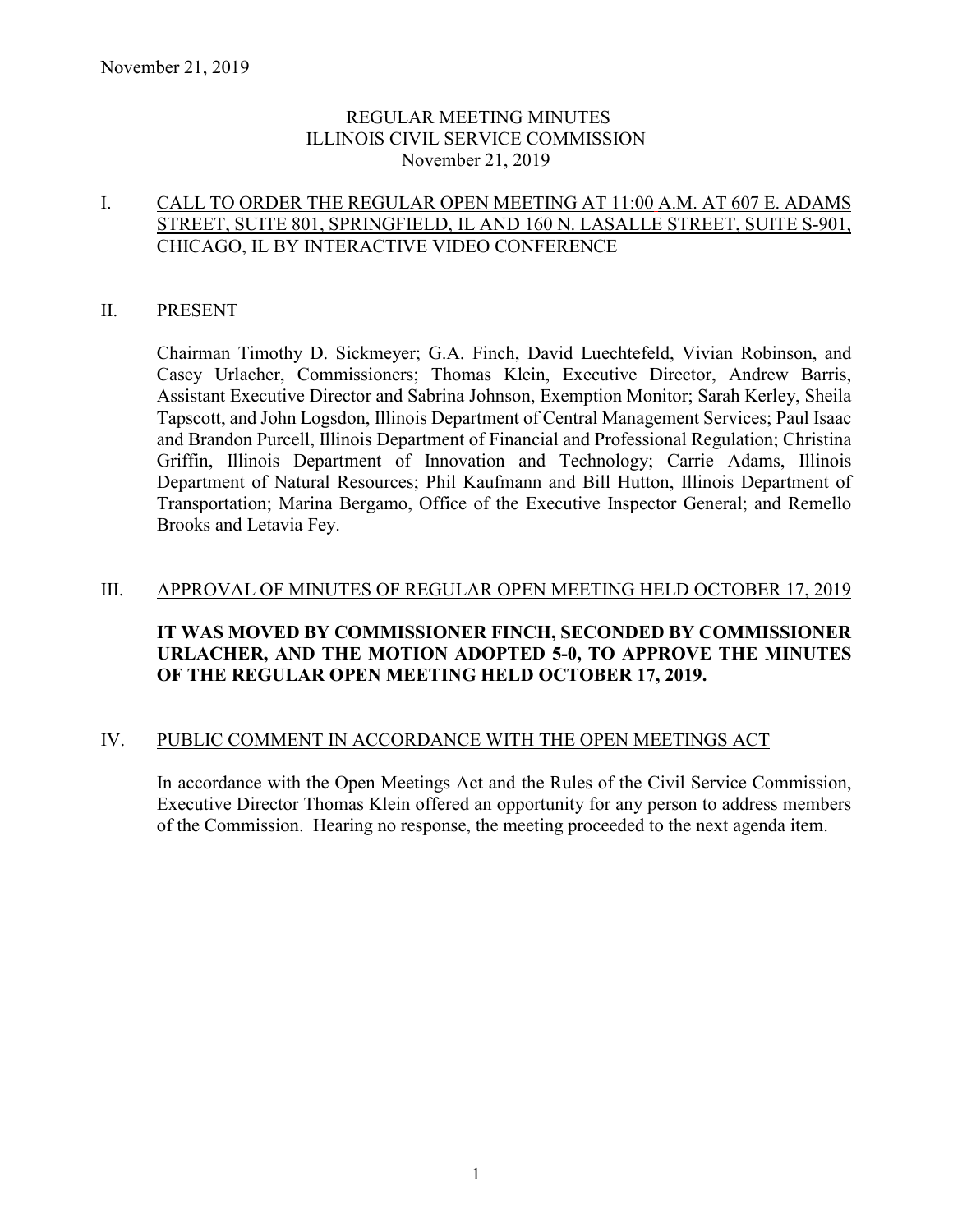# REGULAR MEETING MINUTES
# ILLINOIS CIVIL SERVICE COMMISSION
# November 21, 2019

## I. CALL TO ORDER THE REGULAR OPEN MEETING AT 11:00 A.M. AT 607 E. ADAMS STREET, SUITE 801, SPRINGFIELD, IL AND 160 N. LASALLE STREET, SUITE S-901, CHICAGO, IL BY INTERACTIVE VIDEO CONFERENCE

## II. PRESENT

Chairman Timothy D. Sickmeyer; G.A. Finch, David Luechtefeld, Vivian Robinson, and Casey Urlacher, Commissioners; Thomas Klein, Executive Director, Andrew Barris, Assistant Executive Director and Sabrina Johnson, Exemption Monitor; Sarah Kerley, Sheila Tapscott, and John Logsdon, Illinois Department of Central Management Services; Paul Isaac and Brandon Purcell, Illinois Department of Financial and Professional Regulation; Christina Griffin, Illinois Department of Innovation and Technology; Carrie Adams, Illinois Department of Natural Resources; Phil Kaufmann and Bill Hutton, Illinois Department of Transportation; Marina Bergamo, Office of the Executive Inspector General; and Remello Brooks and Letavia Fey.

## III. APPROVAL OF MINUTES OF REGULAR OPEN MEETING HELD OCTOBER 17, 2019

**IT WAS MOVED BY COMMISSIONER FINCH, SECONDED BY COMMISSIONER URLACHER, AND THE MOTION ADOPTED 5-0, TO APPROVE THE MINUTES OF THE REGULAR OPEN MEETING HELD OCTOBER 17, 2019.**

## IV. PUBLIC COMMENT IN ACCORDANCE WITH THE OPEN MEETINGS ACT

In accordance with the Open Meetings Act and the Rules of the Civil Service Commission, Executive Director Thomas Klein offered an opportunity for any person to address members of the Commission. Hearing no response, the meeting proceeded to the next agenda item.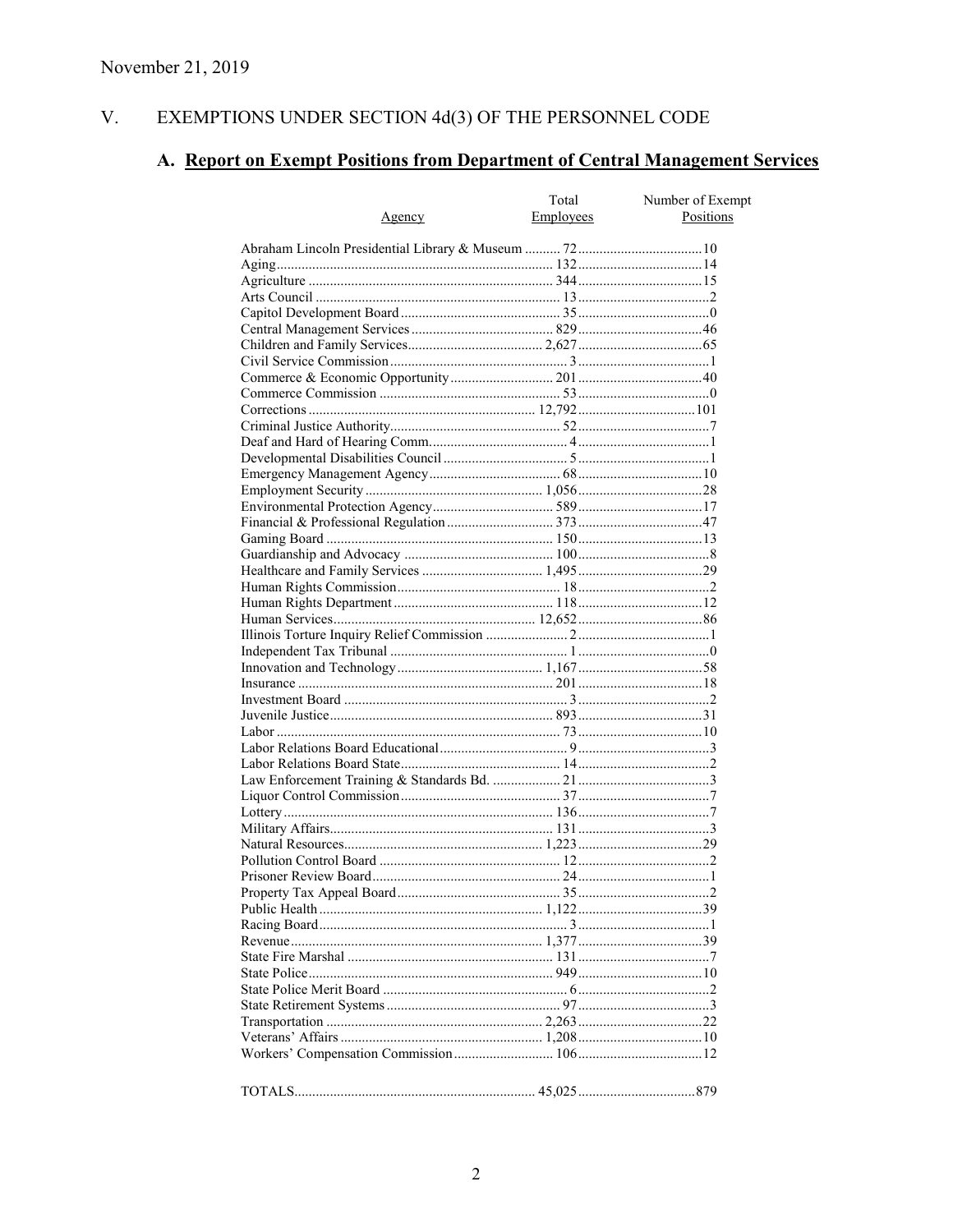November 21, 2019

## V. EXEMPTIONS UNDER SECTION 4d(3) OF THE PERSONNEL CODE

### A. Report on Exempt Positions from Department of Central Management Services

| Agency | Total Employees | Number of Exempt Positions |
|---|---|---|
| Abraham Lincoln Presidential Library & Museum | 72 | 10 |
| Aging | 132 | 14 |
| Agriculture | 344 | 15 |
| Arts Council | 13 | 2 |
| Capitol Development Board | 35 | 0 |
| Central Management Services | 829 | 46 |
| Children and Family Services | 2,627 | 65 |
| Civil Service Commission | 3 | 1 |
| Commerce & Economic Opportunity | 201 | 40 |
| Commerce Commission | 53 | 0 |
| Corrections | 12,792 | 101 |
| Criminal Justice Authority | 52 | 7 |
| Deaf and Hard of Hearing Comm. | 4 | 1 |
| Developmental Disabilities Council | 5 | 1 |
| Emergency Management Agency | 68 | 10 |
| Employment Security | 1,056 | 28 |
| Environmental Protection Agency | 589 | 17 |
| Financial & Professional Regulation | 373 | 47 |
| Gaming Board | 150 | 13 |
| Guardianship and Advocacy | 100 | 8 |
| Healthcare and Family Services | 1,495 | 29 |
| Human Rights Commission | 18 | 2 |
| Human Rights Department | 118 | 12 |
| Human Services | 12,652 | 86 |
| Illinois Torture Inquiry Relief Commission | 2 | 1 |
| Independent Tax Tribunal | 1 | 0 |
| Innovation and Technology | 1,167 | 58 |
| Insurance | 201 | 18 |
| Investment Board | 3 | 2 |
| Juvenile Justice | 893 | 31 |
| Labor | 73 | 10 |
| Labor Relations Board Educational | 9 | 3 |
| Labor Relations Board State | 14 | 2 |
| Law Enforcement Training & Standards Bd. | 21 | 3 |
| Liquor Control Commission | 37 | 7 |
| Lottery | 136 | 7 |
| Military Affairs | 131 | 3 |
| Natural Resources | 1,223 | 29 |
| Pollution Control Board | 12 | 2 |
| Prisoner Review Board | 24 | 1 |
| Property Tax Appeal Board | 35 | 2 |
| Public Health | 1,122 | 39 |
| Racing Board | 3 | 1 |
| Revenue | 1,377 | 39 |
| State Fire Marshal | 131 | 7 |
| State Police | 949 | 10 |
| State Police Merit Board | 6 | 2 |
| State Retirement Systems | 97 | 3 |
| Transportation | 2,263 | 22 |
| Veterans' Affairs | 1,208 | 10 |
| Workers' Compensation Commission | 106 | 12 |
| TOTALS | 45,025 | 879 |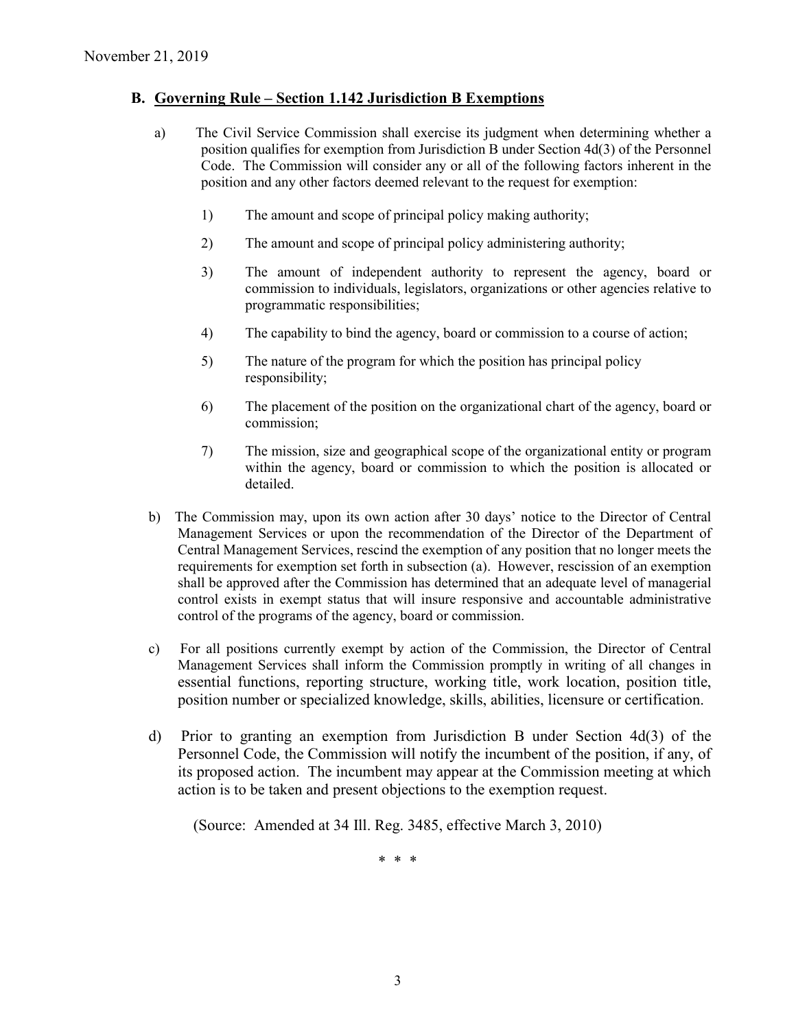## B. Governing Rule – Section 1.142 Jurisdiction B Exemptions

a) The Civil Service Commission shall exercise its judgment when determining whether a position qualifies for exemption from Jurisdiction B under Section 4d(3) of the Personnel Code. The Commission will consider any or all of the following factors inherent in the position and any other factors deemed relevant to the request for exemption:

1) The amount and scope of principal policy making authority;

2) The amount and scope of principal policy administering authority;

3) The amount of independent authority to represent the agency, board or commission to individuals, legislators, organizations or other agencies relative to programmatic responsibilities;

4) The capability to bind the agency, board or commission to a course of action;

5) The nature of the program for which the position has principal policy responsibility;

6) The placement of the position on the organizational chart of the agency, board or commission;

7) The mission, size and geographical scope of the organizational entity or program within the agency, board or commission to which the position is allocated or detailed.

b) The Commission may, upon its own action after 30 days' notice to the Director of Central Management Services or upon the recommendation of the Director of the Department of Central Management Services, rescind the exemption of any position that no longer meets the requirements for exemption set forth in subsection (a). However, rescission of an exemption shall be approved after the Commission has determined that an adequate level of managerial control exists in exempt status that will insure responsive and accountable administrative control of the programs of the agency, board or commission.

c) For all positions currently exempt by action of the Commission, the Director of Central Management Services shall inform the Commission promptly in writing of all changes in essential functions, reporting structure, working title, work location, position title, position number or specialized knowledge, skills, abilities, licensure or certification.

d) Prior to granting an exemption from Jurisdiction B under Section 4d(3) of the Personnel Code, the Commission will notify the incumbent of the position, if any, of its proposed action. The incumbent may appear at the Commission meeting at which action is to be taken and present objections to the exemption request.

(Source: Amended at 34 Ill. Reg. 3485, effective March 3, 2010)

\* \* \*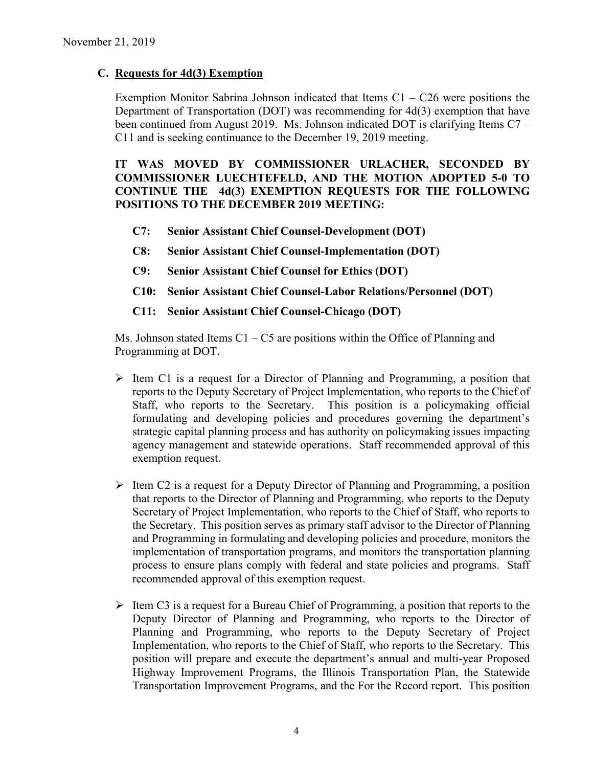November 21, 2019

### C. Requests for 4d(3) Exemption

Exemption Monitor Sabrina Johnson indicated that Items C1 – C26 were positions the Department of Transportation (DOT) was recommending for 4d(3) exemption that have been continued from August 2019. Ms. Johnson indicated DOT is clarifying Items C7 – C11 and is seeking continuance to the December 19, 2019 meeting.

**IT WAS MOVED BY COMMISSIONER URLACHER, SECONDED BY COMMISSIONER LUECHTEFELD, AND THE MOTION ADOPTED 5-0 TO CONTINUE THE 4d(3) EXEMPTION REQUESTS FOR THE FOLLOWING POSITIONS TO THE DECEMBER 2019 MEETING:**

- **C7: Senior Assistant Chief Counsel-Development (DOT)**
- **C8: Senior Assistant Chief Counsel-Implementation (DOT)**
- **C9: Senior Assistant Chief Counsel for Ethics (DOT)**
- **C10: Senior Assistant Chief Counsel-Labor Relations/Personnel (DOT)**
- **C11: Senior Assistant Chief Counsel-Chicago (DOT)**

Ms. Johnson stated Items C1 – C5 are positions within the Office of Planning and Programming at DOT.

- Item C1 is a request for a Director of Planning and Programming, a position that reports to the Deputy Secretary of Project Implementation, who reports to the Chief of Staff, who reports to the Secretary. This position is a policymaking official formulating and developing policies and procedures governing the department's strategic capital planning process and has authority on policymaking issues impacting agency management and statewide operations. Staff recommended approval of this exemption request.
- Item C2 is a request for a Deputy Director of Planning and Programming, a position that reports to the Director of Planning and Programming, who reports to the Deputy Secretary of Project Implementation, who reports to the Chief of Staff, who reports to the Secretary. This position serves as primary staff advisor to the Director of Planning and Programming in formulating and developing policies and procedure, monitors the implementation of transportation programs, and monitors the transportation planning process to ensure plans comply with federal and state policies and programs. Staff recommended approval of this exemption request.
- Item C3 is a request for a Bureau Chief of Programming, a position that reports to the Deputy Director of Planning and Programming, who reports to the Director of Planning and Programming, who reports to the Deputy Secretary of Project Implementation, who reports to the Chief of Staff, who reports to the Secretary. This position will prepare and execute the department's annual and multi-year Proposed Highway Improvement Programs, the Illinois Transportation Plan, the Statewide Transportation Improvement Programs, and the For the Record report. This position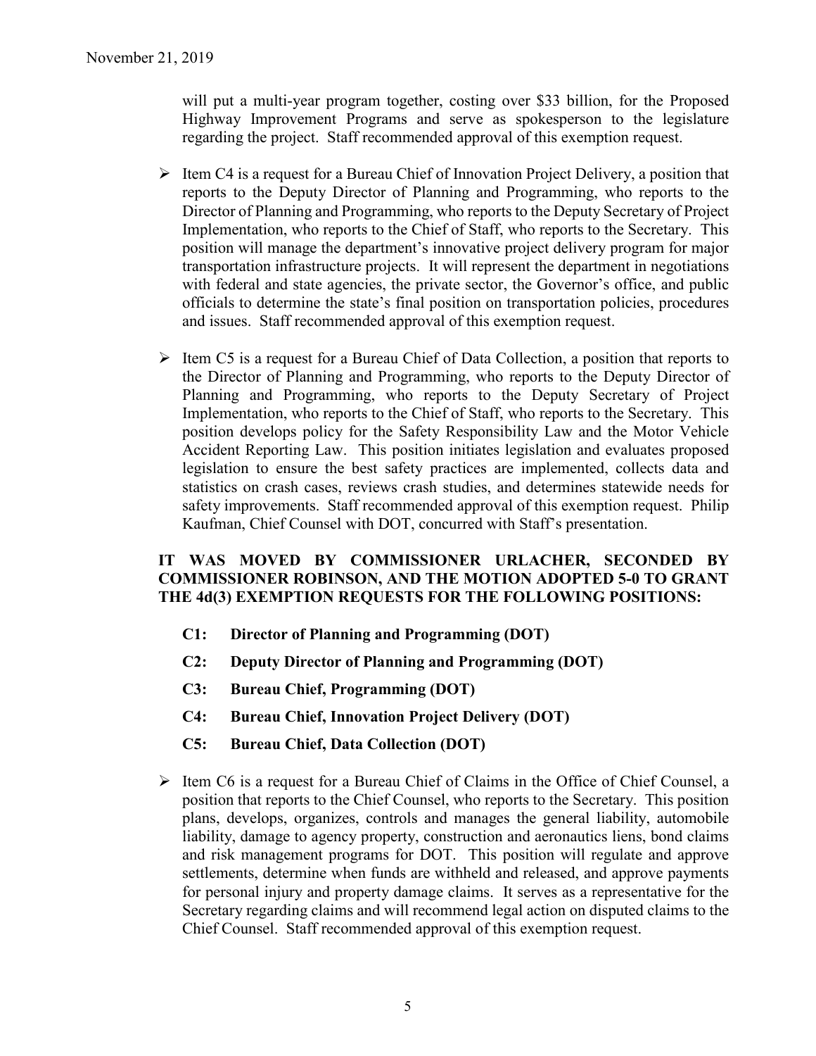will put a multi-year program together, costing over $33 billion, for the Proposed Highway Improvement Programs and serve as spokesperson to the legislature regarding the project. Staff recommended approval of this exemption request.

- Item C4 is a request for a Bureau Chief of Innovation Project Delivery, a position that reports to the Deputy Director of Planning and Programming, who reports to the Director of Planning and Programming, who reports to the Deputy Secretary of Project Implementation, who reports to the Chief of Staff, who reports to the Secretary. This position will manage the department's innovative project delivery program for major transportation infrastructure projects. It will represent the department in negotiations with federal and state agencies, the private sector, the Governor's office, and public officials to determine the state's final position on transportation policies, procedures and issues. Staff recommended approval of this exemption request.

- Item C5 is a request for a Bureau Chief of Data Collection, a position that reports to the Director of Planning and Programming, who reports to the Deputy Director of Planning and Programming, who reports to the Deputy Secretary of Project Implementation, who reports to the Chief of Staff, who reports to the Secretary. This position develops policy for the Safety Responsibility Law and the Motor Vehicle Accident Reporting Law. This position initiates legislation and evaluates proposed legislation to ensure the best safety practices are implemented, collects data and statistics on crash cases, reviews crash studies, and determines statewide needs for safety improvements. Staff recommended approval of this exemption request. Philip Kaufman, Chief Counsel with DOT, concurred with Staff's presentation.

**IT WAS MOVED BY COMMISSIONER URLACHER, SECONDED BY COMMISSIONER ROBINSON, AND THE MOTION ADOPTED 5-0 TO GRANT THE 4d(3) EXEMPTION REQUESTS FOR THE FOLLOWING POSITIONS:**

- **C1: Director of Planning and Programming (DOT)**
- **C2: Deputy Director of Planning and Programming (DOT)**
- **C3: Bureau Chief, Programming (DOT)**
- **C4: Bureau Chief, Innovation Project Delivery (DOT)**
- **C5: Bureau Chief, Data Collection (DOT)**

- Item C6 is a request for a Bureau Chief of Claims in the Office of Chief Counsel, a position that reports to the Chief Counsel, who reports to the Secretary. This position plans, develops, organizes, controls and manages the general liability, automobile liability, damage to agency property, construction and aeronautics liens, bond claims and risk management programs for DOT. This position will regulate and approve settlements, determine when funds are withheld and released, and approve payments for personal injury and property damage claims. It serves as a representative for the Secretary regarding claims and will recommend legal action on disputed claims to the Chief Counsel. Staff recommended approval of this exemption request.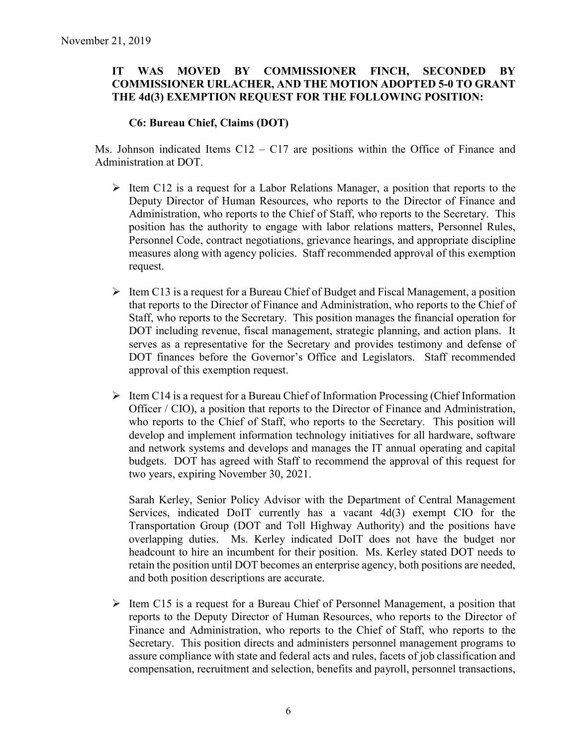November 21, 2019

**IT WAS MOVED BY COMMISSIONER FINCH, SECONDED BY COMMISSIONER URLACHER, AND THE MOTION ADOPTED 5-0 TO GRANT THE 4d(3) EXEMPTION REQUEST FOR THE FOLLOWING POSITION:**

**C6: Bureau Chief, Claims (DOT)**

Ms. Johnson indicated Items C12 – C17 are positions within the Office of Finance and Administration at DOT.

- Item C12 is a request for a Labor Relations Manager, a position that reports to the Deputy Director of Human Resources, who reports to the Director of Finance and Administration, who reports to the Chief of Staff, who reports to the Secretary. This position has the authority to engage with labor relations matters, Personnel Rules, Personnel Code, contract negotiations, grievance hearings, and appropriate discipline measures along with agency policies. Staff recommended approval of this exemption request.

- Item C13 is a request for a Bureau Chief of Budget and Fiscal Management, a position that reports to the Director of Finance and Administration, who reports to the Chief of Staff, who reports to the Secretary. This position manages the financial operation for DOT including revenue, fiscal management, strategic planning, and action plans. It serves as a representative for the Secretary and provides testimony and defense of DOT finances before the Governor's Office and Legislators. Staff recommended approval of this exemption request.

- Item C14 is a request for a Bureau Chief of Information Processing (Chief Information Officer / CIO), a position that reports to the Director of Finance and Administration, who reports to the Chief of Staff, who reports to the Secretary. This position will develop and implement information technology initiatives for all hardware, software and network systems and develops and manages the IT annual operating and capital budgets. DOT has agreed with Staff to recommend the approval of this request for two years, expiring November 30, 2021.

  Sarah Kerley, Senior Policy Advisor with the Department of Central Management Services, indicated DoIT currently has a vacant 4d(3) exempt CIO for the Transportation Group (DOT and Toll Highway Authority) and the positions have overlapping duties. Ms. Kerley indicated DoIT does not have the budget nor headcount to hire an incumbent for their position. Ms. Kerley stated DOT needs to retain the position until DOT becomes an enterprise agency, both positions are needed, and both position descriptions are accurate.

- Item C15 is a request for a Bureau Chief of Personnel Management, a position that reports to the Deputy Director of Human Resources, who reports to the Director of Finance and Administration, who reports to the Chief of Staff, who reports to the Secretary. This position directs and administers personnel management programs to assure compliance with state and federal acts and rules, facets of job classification and compensation, recruitment and selection, benefits and payroll, personnel transactions,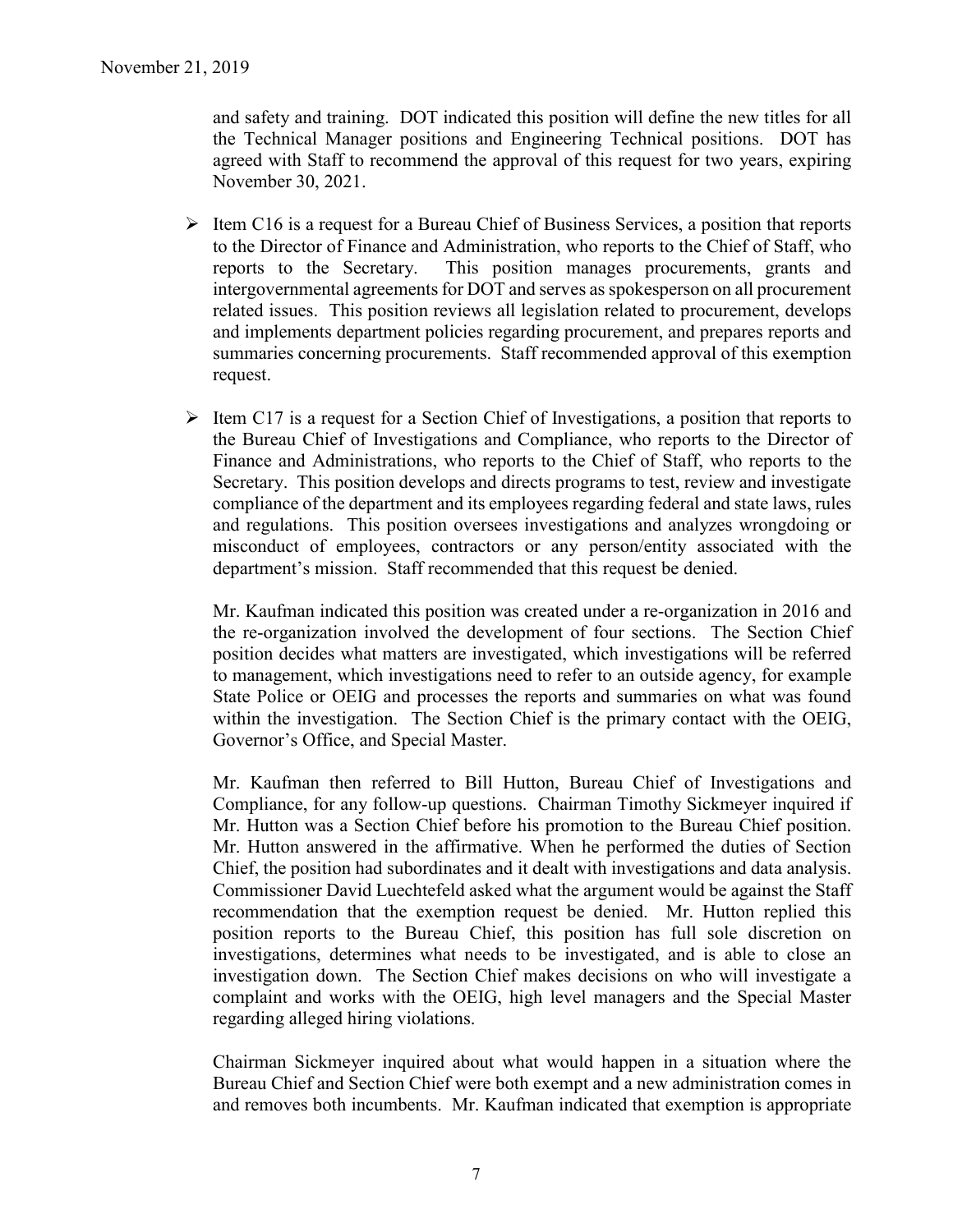and safety and training. DOT indicated this position will define the new titles for all the Technical Manager positions and Engineering Technical positions. DOT has agreed with Staff to recommend the approval of this request for two years, expiring November 30, 2021.

- Item C16 is a request for a Bureau Chief of Business Services, a position that reports to the Director of Finance and Administration, who reports to the Chief of Staff, who reports to the Secretary. This position manages procurements, grants and intergovernmental agreements for DOT and serves as spokesperson on all procurement related issues. This position reviews all legislation related to procurement, develops and implements department policies regarding procurement, and prepares reports and summaries concerning procurements. Staff recommended approval of this exemption request.

- Item C17 is a request for a Section Chief of Investigations, a position that reports to the Bureau Chief of Investigations and Compliance, who reports to the Director of Finance and Administrations, who reports to the Chief of Staff, who reports to the Secretary. This position develops and directs programs to test, review and investigate compliance of the department and its employees regarding federal and state laws, rules and regulations. This position oversees investigations and analyzes wrongdoing or misconduct of employees, contractors or any person/entity associated with the department's mission. Staff recommended that this request be denied.

  Mr. Kaufman indicated this position was created under a re-organization in 2016 and the re-organization involved the development of four sections. The Section Chief position decides what matters are investigated, which investigations will be referred to management, which investigations need to refer to an outside agency, for example State Police or OEIG and processes the reports and summaries on what was found within the investigation. The Section Chief is the primary contact with the OEIG, Governor's Office, and Special Master.

  Mr. Kaufman then referred to Bill Hutton, Bureau Chief of Investigations and Compliance, for any follow-up questions. Chairman Timothy Sickmeyer inquired if Mr. Hutton was a Section Chief before his promotion to the Bureau Chief position. Mr. Hutton answered in the affirmative. When he performed the duties of Section Chief, the position had subordinates and it dealt with investigations and data analysis. Commissioner David Luechtefeld asked what the argument would be against the Staff recommendation that the exemption request be denied. Mr. Hutton replied this position reports to the Bureau Chief, this position has full sole discretion on investigations, determines what needs to be investigated, and is able to close an investigation down. The Section Chief makes decisions on who will investigate a complaint and works with the OEIG, high level managers and the Special Master regarding alleged hiring violations.

  Chairman Sickmeyer inquired about what would happen in a situation where the Bureau Chief and Section Chief were both exempt and a new administration comes in and removes both incumbents. Mr. Kaufman indicated that exemption is appropriate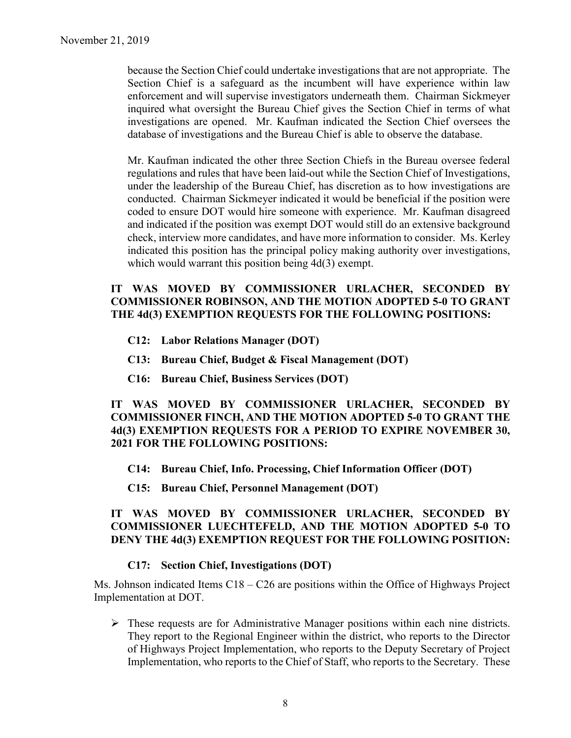because the Section Chief could undertake investigations that are not appropriate. The Section Chief is a safeguard as the incumbent will have experience within law enforcement and will supervise investigators underneath them. Chairman Sickmeyer inquired what oversight the Bureau Chief gives the Section Chief in terms of what investigations are opened. Mr. Kaufman indicated the Section Chief oversees the database of investigations and the Bureau Chief is able to observe the database.

Mr. Kaufman indicated the other three Section Chiefs in the Bureau oversee federal regulations and rules that have been laid-out while the Section Chief of Investigations, under the leadership of the Bureau Chief, has discretion as to how investigations are conducted. Chairman Sickmeyer indicated it would be beneficial if the position were coded to ensure DOT would hire someone with experience. Mr. Kaufman disagreed and indicated if the position was exempt DOT would still do an extensive background check, interview more candidates, and have more information to consider. Ms. Kerley indicated this position has the principal policy making authority over investigations, which would warrant this position being 4d(3) exempt.

**IT WAS MOVED BY COMMISSIONER URLACHER, SECONDED BY COMMISSIONER ROBINSON, AND THE MOTION ADOPTED 5-0 TO GRANT THE 4d(3) EXEMPTION REQUESTS FOR THE FOLLOWING POSITIONS:**

**C12: Labor Relations Manager (DOT)**

**C13: Bureau Chief, Budget & Fiscal Management (DOT)**

**C16: Bureau Chief, Business Services (DOT)**

**IT WAS MOVED BY COMMISSIONER URLACHER, SECONDED BY COMMISSIONER FINCH, AND THE MOTION ADOPTED 5-0 TO GRANT THE 4d(3) EXEMPTION REQUESTS FOR A PERIOD TO EXPIRE NOVEMBER 30, 2021 FOR THE FOLLOWING POSITIONS:**

**C14: Bureau Chief, Info. Processing, Chief Information Officer (DOT)**

**C15: Bureau Chief, Personnel Management (DOT)**

**IT WAS MOVED BY COMMISSIONER URLACHER, SECONDED BY COMMISSIONER LUECHTEFELD, AND THE MOTION ADOPTED 5-0 TO DENY THE 4d(3) EXEMPTION REQUEST FOR THE FOLLOWING POSITION:**

**C17: Section Chief, Investigations (DOT)**

Ms. Johnson indicated Items C18 – C26 are positions within the Office of Highways Project Implementation at DOT.

- These requests are for Administrative Manager positions within each nine districts. They report to the Regional Engineer within the district, who reports to the Director of Highways Project Implementation, who reports to the Deputy Secretary of Project Implementation, who reports to the Chief of Staff, who reports to the Secretary. These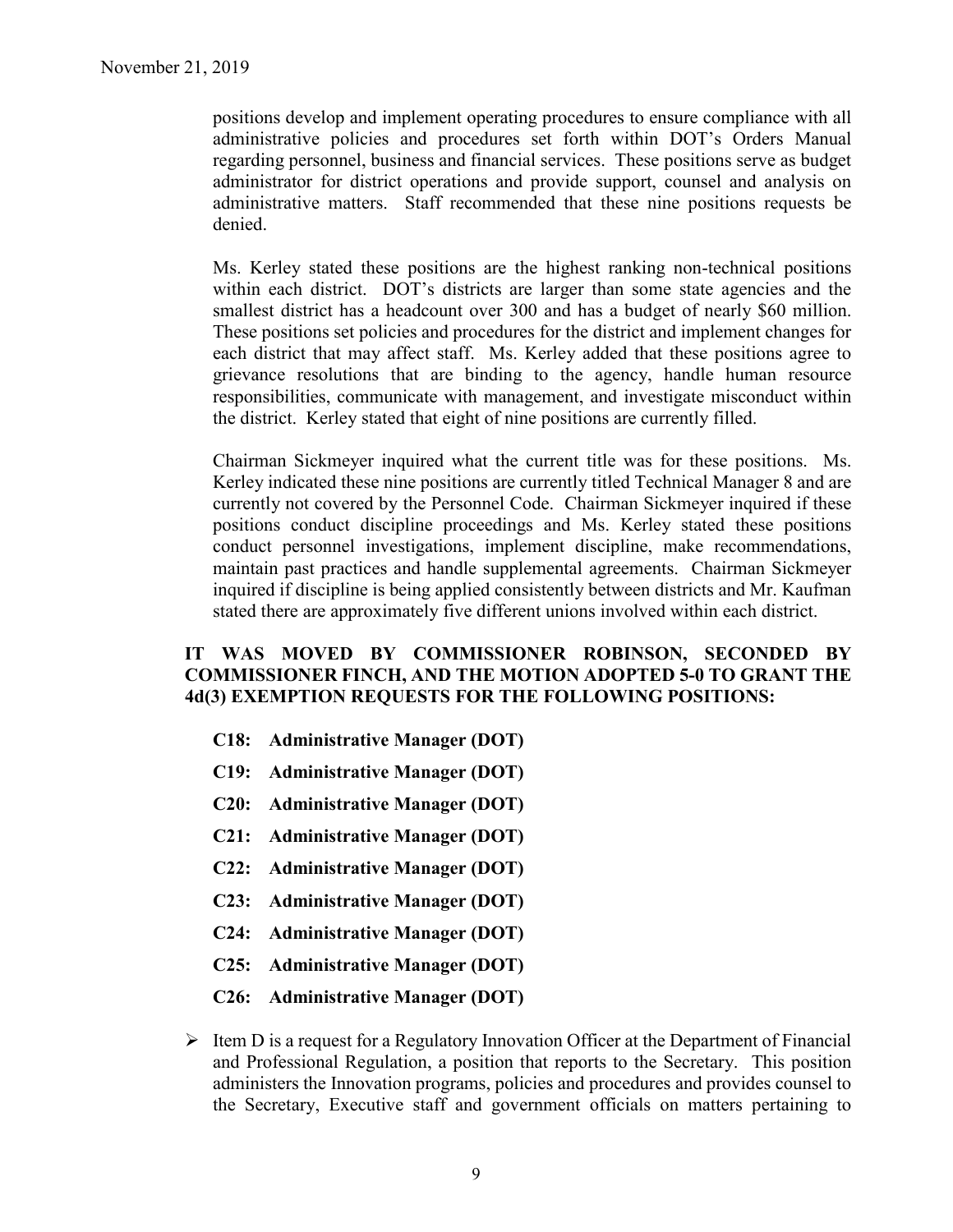positions develop and implement operating procedures to ensure compliance with all administrative policies and procedures set forth within DOT's Orders Manual regarding personnel, business and financial services. These positions serve as budget administrator for district operations and provide support, counsel and analysis on administrative matters. Staff recommended that these nine positions requests be denied.

Ms. Kerley stated these positions are the highest ranking non-technical positions within each district. DOT's districts are larger than some state agencies and the smallest district has a headcount over 300 and has a budget of nearly $60 million. These positions set policies and procedures for the district and implement changes for each district that may affect staff. Ms. Kerley added that these positions agree to grievance resolutions that are binding to the agency, handle human resource responsibilities, communicate with management, and investigate misconduct within the district. Kerley stated that eight of nine positions are currently filled.

Chairman Sickmeyer inquired what the current title was for these positions. Ms. Kerley indicated these nine positions are currently titled Technical Manager 8 and are currently not covered by the Personnel Code. Chairman Sickmeyer inquired if these positions conduct discipline proceedings and Ms. Kerley stated these positions conduct personnel investigations, implement discipline, make recommendations, maintain past practices and handle supplemental agreements. Chairman Sickmeyer inquired if discipline is being applied consistently between districts and Mr. Kaufman stated there are approximately five different unions involved within each district.

**IT WAS MOVED BY COMMISSIONER ROBINSON, SECONDED BY COMMISSIONER FINCH, AND THE MOTION ADOPTED 5-0 TO GRANT THE 4d(3) EXEMPTION REQUESTS FOR THE FOLLOWING POSITIONS:**

- **C18: Administrative Manager (DOT)**
- **C19: Administrative Manager (DOT)**
- **C20: Administrative Manager (DOT)**
- **C21: Administrative Manager (DOT)**
- **C22: Administrative Manager (DOT)**
- **C23: Administrative Manager (DOT)**
- **C24: Administrative Manager (DOT)**
- **C25: Administrative Manager (DOT)**
- **C26: Administrative Manager (DOT)**

- Item D is a request for a Regulatory Innovation Officer at the Department of Financial and Professional Regulation, a position that reports to the Secretary. This position administers the Innovation programs, policies and procedures and provides counsel to the Secretary, Executive staff and government officials on matters pertaining to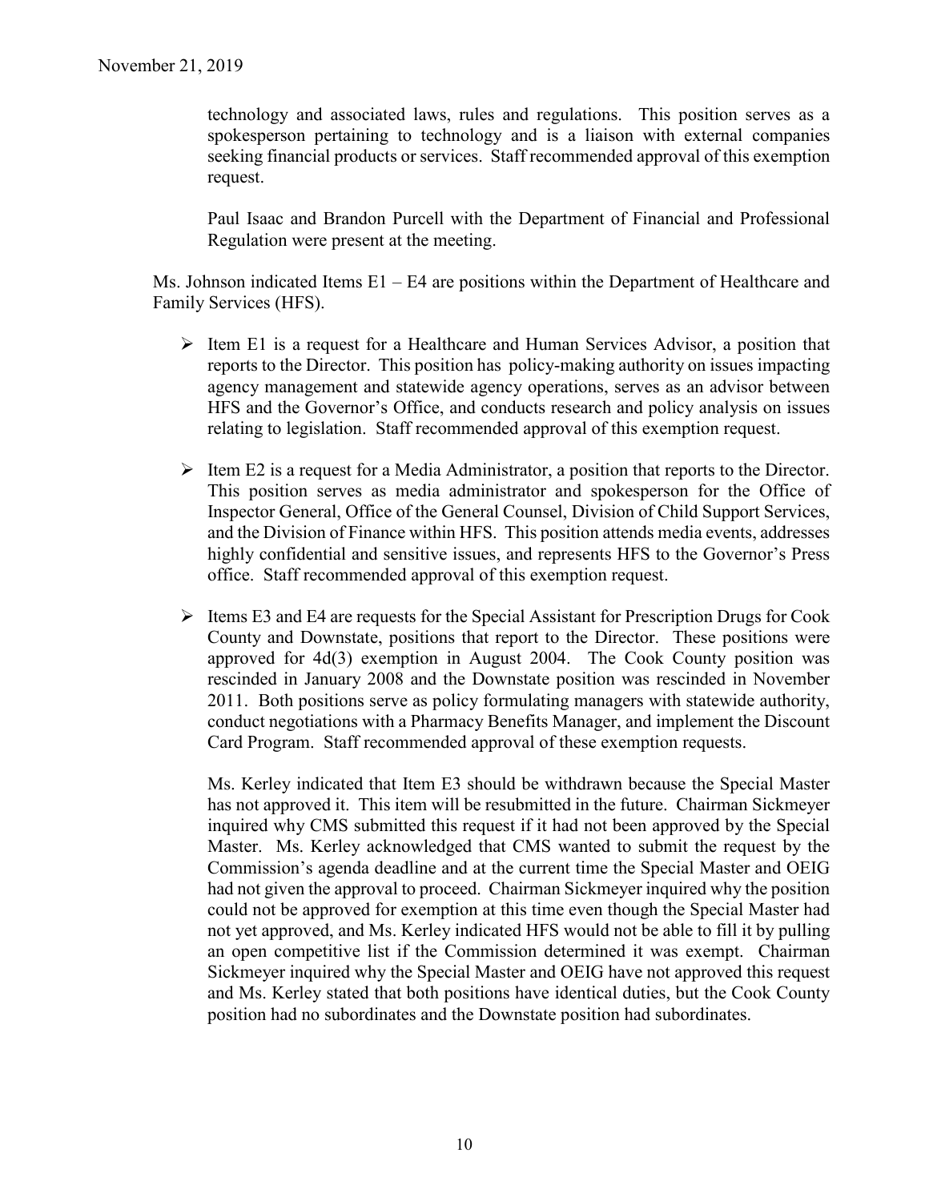technology and associated laws, rules and regulations. This position serves as a spokesperson pertaining to technology and is a liaison with external companies seeking financial products or services. Staff recommended approval of this exemption request.

Paul Isaac and Brandon Purcell with the Department of Financial and Professional Regulation were present at the meeting.

Ms. Johnson indicated Items E1 – E4 are positions within the Department of Healthcare and Family Services (HFS).

- Item E1 is a request for a Healthcare and Human Services Advisor, a position that reports to the Director. This position has policy-making authority on issues impacting agency management and statewide agency operations, serves as an advisor between HFS and the Governor's Office, and conducts research and policy analysis on issues relating to legislation. Staff recommended approval of this exemption request.

- Item E2 is a request for a Media Administrator, a position that reports to the Director. This position serves as media administrator and spokesperson for the Office of Inspector General, Office of the General Counsel, Division of Child Support Services, and the Division of Finance within HFS. This position attends media events, addresses highly confidential and sensitive issues, and represents HFS to the Governor's Press office. Staff recommended approval of this exemption request.

- Items E3 and E4 are requests for the Special Assistant for Prescription Drugs for Cook County and Downstate, positions that report to the Director. These positions were approved for 4d(3) exemption in August 2004. The Cook County position was rescinded in January 2008 and the Downstate position was rescinded in November 2011. Both positions serve as policy formulating managers with statewide authority, conduct negotiations with a Pharmacy Benefits Manager, and implement the Discount Card Program. Staff recommended approval of these exemption requests.

  Ms. Kerley indicated that Item E3 should be withdrawn because the Special Master has not approved it. This item will be resubmitted in the future. Chairman Sickmeyer inquired why CMS submitted this request if it had not been approved by the Special Master. Ms. Kerley acknowledged that CMS wanted to submit the request by the Commission's agenda deadline and at the current time the Special Master and OEIG had not given the approval to proceed. Chairman Sickmeyer inquired why the position could not be approved for exemption at this time even though the Special Master had not yet approved, and Ms. Kerley indicated HFS would not be able to fill it by pulling an open competitive list if the Commission determined it was exempt. Chairman Sickmeyer inquired why the Special Master and OEIG have not approved this request and Ms. Kerley stated that both positions have identical duties, but the Cook County position had no subordinates and the Downstate position had subordinates.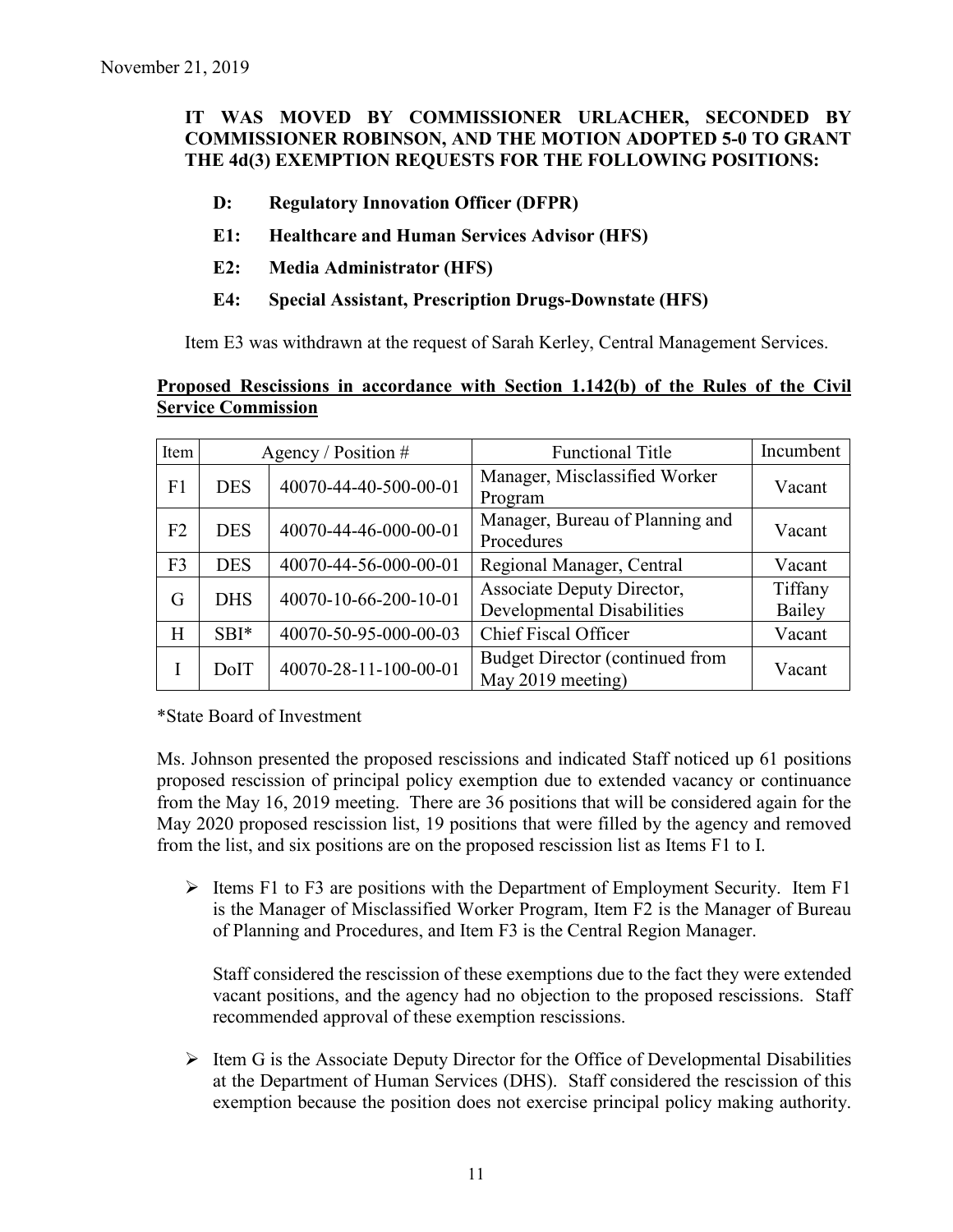November 21, 2019

**IT WAS MOVED BY COMMISSIONER URLACHER, SECONDED BY COMMISSIONER ROBINSON, AND THE MOTION ADOPTED 5-0 TO GRANT THE 4d(3) EXEMPTION REQUESTS FOR THE FOLLOWING POSITIONS:**

- **D: Regulatory Innovation Officer (DFPR)**
- **E1: Healthcare and Human Services Advisor (HFS)**
- **E2: Media Administrator (HFS)**
- **E4: Special Assistant, Prescription Drugs-Downstate (HFS)**

Item E3 was withdrawn at the request of Sarah Kerley, Central Management Services.

**Proposed Rescissions in accordance with Section 1.142(b) of the Rules of the Civil Service Commission**

| Item | Agency / Position # | | Functional Title | Incumbent |
|---|---|---|---|---|
| F1 | DES | 40070-44-40-500-00-01 | Manager, Misclassified Worker Program | Vacant |
| F2 | DES | 40070-44-46-000-00-01 | Manager, Bureau of Planning and Procedures | Vacant |
| F3 | DES | 40070-44-56-000-00-01 | Regional Manager, Central | Vacant |
| G | DHS | 40070-10-66-200-10-01 | Associate Deputy Director, Developmental Disabilities | Tiffany Bailey |
| H | SBI* | 40070-50-95-000-00-03 | Chief Fiscal Officer | Vacant |
| I | DoIT | 40070-28-11-100-00-01 | Budget Director (continued from May 2019 meeting) | Vacant |

*State Board of Investment

Ms. Johnson presented the proposed rescissions and indicated Staff noticed up 61 positions proposed rescission of principal policy exemption due to extended vacancy or continuance from the May 16, 2019 meeting. There are 36 positions that will be considered again for the May 2020 proposed rescission list, 19 positions that were filled by the agency and removed from the list, and six positions are on the proposed rescission list as Items F1 to I.

- Items F1 to F3 are positions with the Department of Employment Security. Item F1 is the Manager of Misclassified Worker Program, Item F2 is the Manager of Bureau of Planning and Procedures, and Item F3 is the Central Region Manager.

  Staff considered the rescission of these exemptions due to the fact they were extended vacant positions, and the agency had no objection to the proposed rescissions. Staff recommended approval of these exemption rescissions.

- Item G is the Associate Deputy Director for the Office of Developmental Disabilities at the Department of Human Services (DHS). Staff considered the rescission of this exemption because the position does not exercise principal policy making authority.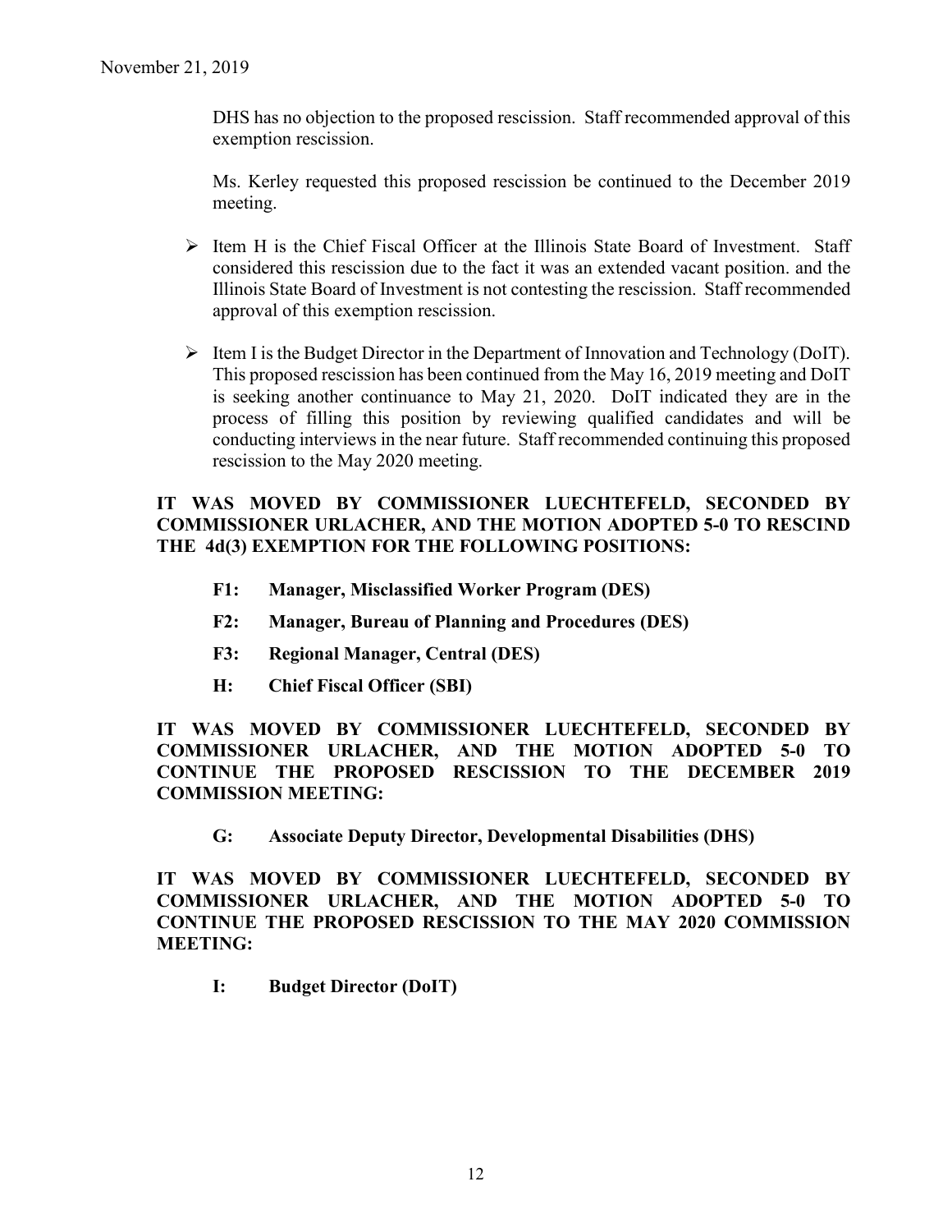November 21, 2019

DHS has no objection to the proposed rescission. Staff recommended approval of this exemption rescission.

Ms. Kerley requested this proposed rescission be continued to the December 2019 meeting.

- Item H is the Chief Fiscal Officer at the Illinois State Board of Investment. Staff considered this rescission due to the fact it was an extended vacant position. and the Illinois State Board of Investment is not contesting the rescission. Staff recommended approval of this exemption rescission.

- Item I is the Budget Director in the Department of Innovation and Technology (DoIT). This proposed rescission has been continued from the May 16, 2019 meeting and DoIT is seeking another continuance to May 21, 2020. DoIT indicated they are in the process of filling this position by reviewing qualified candidates and will be conducting interviews in the near future. Staff recommended continuing this proposed rescission to the May 2020 meeting.

**IT WAS MOVED BY COMMISSIONER LUECHTEFELD, SECONDED BY COMMISSIONER URLACHER, AND THE MOTION ADOPTED 5-0 TO RESCIND THE 4d(3) EXEMPTION FOR THE FOLLOWING POSITIONS:**

**F1: Manager, Misclassified Worker Program (DES)**

**F2: Manager, Bureau of Planning and Procedures (DES)**

**F3: Regional Manager, Central (DES)**

**H: Chief Fiscal Officer (SBI)**

**IT WAS MOVED BY COMMISSIONER LUECHTEFELD, SECONDED BY COMMISSIONER URLACHER, AND THE MOTION ADOPTED 5-0 TO CONTINUE THE PROPOSED RESCISSION TO THE DECEMBER 2019 COMMISSION MEETING:**

**G: Associate Deputy Director, Developmental Disabilities (DHS)**

**IT WAS MOVED BY COMMISSIONER LUECHTEFELD, SECONDED BY COMMISSIONER URLACHER, AND THE MOTION ADOPTED 5-0 TO CONTINUE THE PROPOSED RESCISSION TO THE MAY 2020 COMMISSION MEETING:**

**I: Budget Director (DoIT)**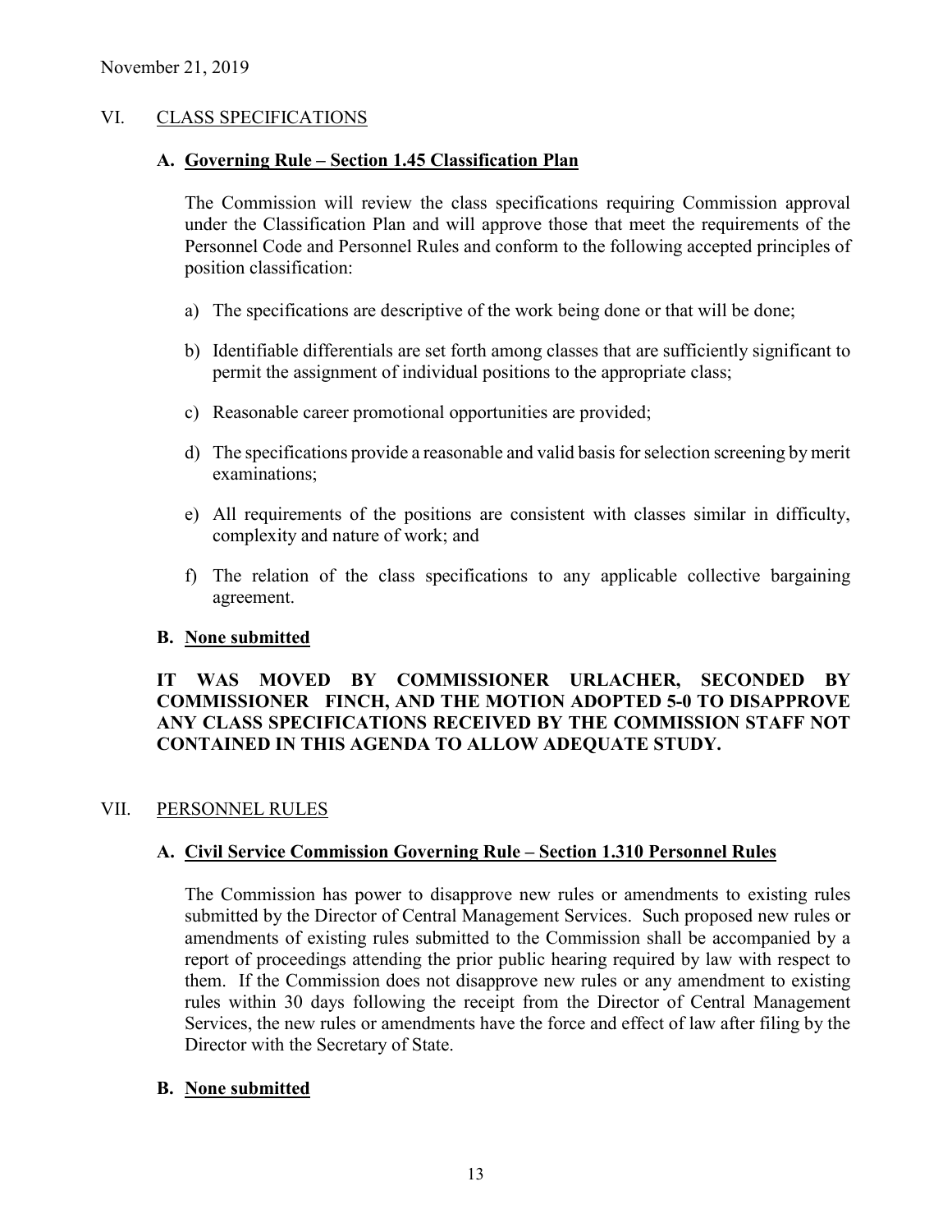November 21, 2019

## VI. CLASS SPECIFICATIONS

### A. Governing Rule – Section 1.45 Classification Plan

The Commission will review the class specifications requiring Commission approval under the Classification Plan and will approve those that meet the requirements of the Personnel Code and Personnel Rules and conform to the following accepted principles of position classification:

a) The specifications are descriptive of the work being done or that will be done;

b) Identifiable differentials are set forth among classes that are sufficiently significant to permit the assignment of individual positions to the appropriate class;

c) Reasonable career promotional opportunities are provided;

d) The specifications provide a reasonable and valid basis for selection screening by merit examinations;

e) All requirements of the positions are consistent with classes similar in difficulty, complexity and nature of work; and

f) The relation of the class specifications to any applicable collective bargaining agreement.

### B. None submitted

**IT WAS MOVED BY COMMISSIONER URLACHER, SECONDED BY COMMISSIONER FINCH, AND THE MOTION ADOPTED 5-0 TO DISAPPROVE ANY CLASS SPECIFICATIONS RECEIVED BY THE COMMISSION STAFF NOT CONTAINED IN THIS AGENDA TO ALLOW ADEQUATE STUDY.**

## VII. PERSONNEL RULES

### A. Civil Service Commission Governing Rule – Section 1.310 Personnel Rules

The Commission has power to disapprove new rules or amendments to existing rules submitted by the Director of Central Management Services. Such proposed new rules or amendments of existing rules submitted to the Commission shall be accompanied by a report of proceedings attending the prior public hearing required by law with respect to them. If the Commission does not disapprove new rules or any amendment to existing rules within 30 days following the receipt from the Director of Central Management Services, the new rules or amendments have the force and effect of law after filing by the Director with the Secretary of State.

### B. None submitted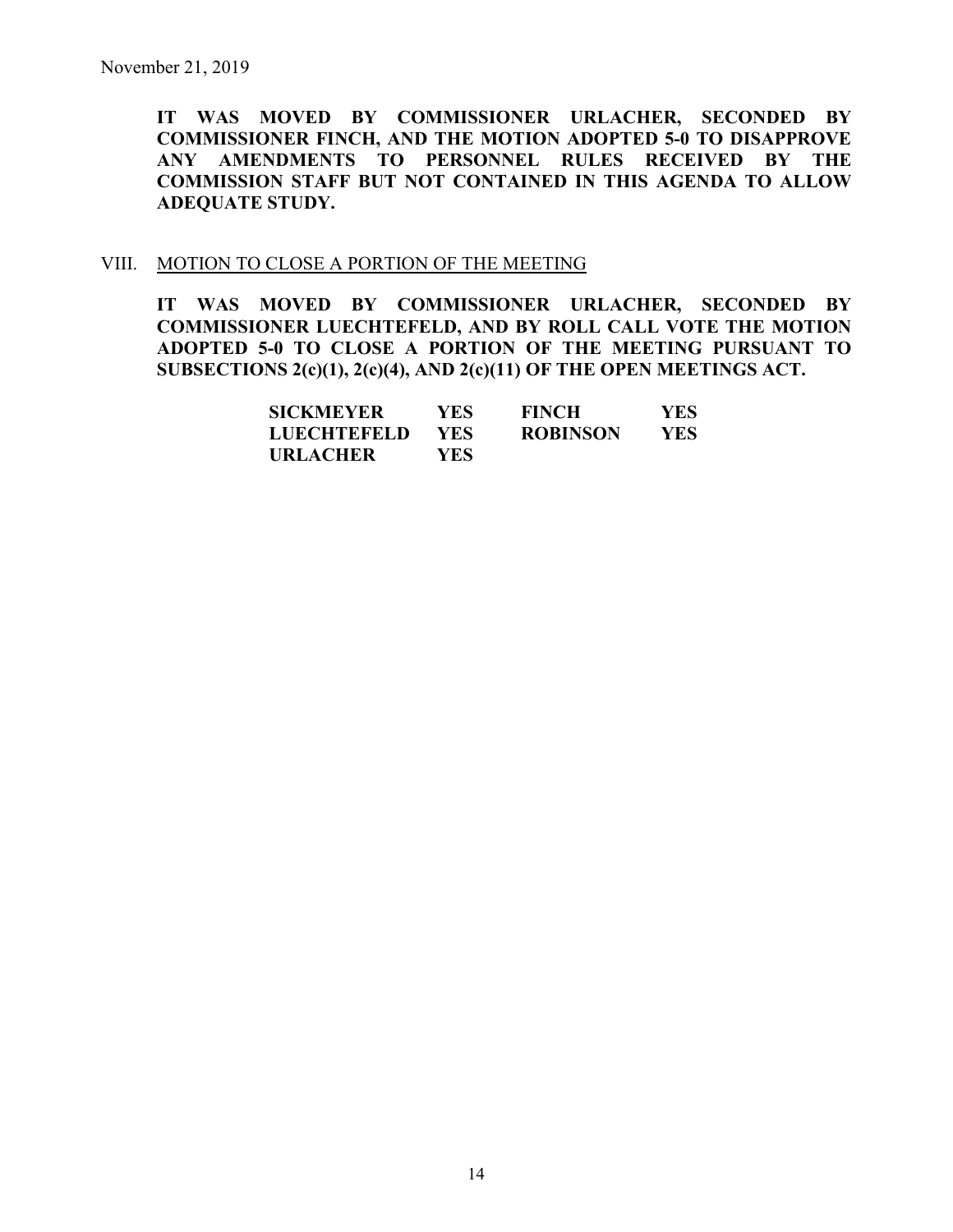November 21, 2019

**IT WAS MOVED BY COMMISSIONER URLACHER, SECONDED BY COMMISSIONER FINCH, AND THE MOTION ADOPTED 5-0 TO DISAPPROVE ANY AMENDMENTS TO PERSONNEL RULES RECEIVED BY THE COMMISSION STAFF BUT NOT CONTAINED IN THIS AGENDA TO ALLOW ADEQUATE STUDY.**

VIII. MOTION TO CLOSE A PORTION OF THE MEETING

**IT WAS MOVED BY COMMISSIONER URLACHER, SECONDED BY COMMISSIONER LUECHTEFELD, AND BY ROLL CALL VOTE THE MOTION ADOPTED 5-0 TO CLOSE A PORTION OF THE MEETING PURSUANT TO SUBSECTIONS 2(c)(1), 2(c)(4), AND 2(c)(11) OF THE OPEN MEETINGS ACT.**

| | | | |
|---|---|---|---|
| **SICKMEYER** | **YES** | **FINCH** | **YES** |
| **LUECHTEFELD** | **YES** | **ROBINSON** | **YES** |
| **URLACHER** | **YES** | | |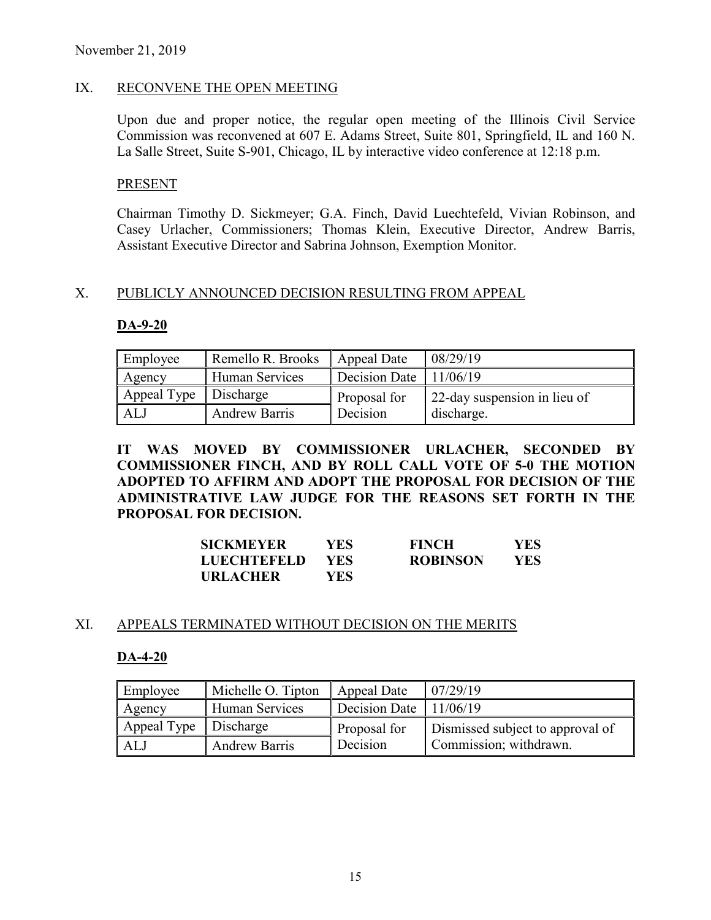November 21, 2019

## IX. RECONVENE THE OPEN MEETING

Upon due and proper notice, the regular open meeting of the Illinois Civil Service Commission was reconvened at 607 E. Adams Street, Suite 801, Springfield, IL and 160 N. La Salle Street, Suite S-901, Chicago, IL by interactive video conference at 12:18 p.m.

### PRESENT

Chairman Timothy D. Sickmeyer; G.A. Finch, David Luechtefeld, Vivian Robinson, and Casey Urlacher, Commissioners; Thomas Klein, Executive Director, Andrew Barris, Assistant Executive Director and Sabrina Johnson, Exemption Monitor.

## X. PUBLICLY ANNOUNCED DECISION RESULTING FROM APPEAL

### DA-9-20

| Employee | Remello R. Brooks | Appeal Date | 08/29/19 |
|---|---|---|---|
| Agency | Human Services | Decision Date | 11/06/19 |
| Appeal Type | Discharge | Proposal for Decision | 22-day suspension in lieu of discharge. |
| ALJ | Andrew Barris | | |

**IT WAS MOVED BY COMMISSIONER URLACHER, SECONDED BY COMMISSIONER FINCH, AND BY ROLL CALL VOTE OF 5-0 THE MOTION ADOPTED TO AFFIRM AND ADOPT THE PROPOSAL FOR DECISION OF THE ADMINISTRATIVE LAW JUDGE FOR THE REASONS SET FORTH IN THE PROPOSAL FOR DECISION.**

| | | | |
|---|---|---|---|
| **SICKMEYER** | **YES** | **FINCH** | **YES** |
| **LUECHTEFELD** | **YES** | **ROBINSON** | **YES** |
| **URLACHER** | **YES** | | |

## XI. APPEALS TERMINATED WITHOUT DECISION ON THE MERITS

### DA-4-20

| Employee | Michelle O. Tipton | Appeal Date | 07/29/19 |
|---|---|---|---|
| Agency | Human Services | Decision Date | 11/06/19 |
| Appeal Type | Discharge | Proposal for Decision | Dismissed subject to approval of Commission; withdrawn. |
| ALJ | Andrew Barris | | |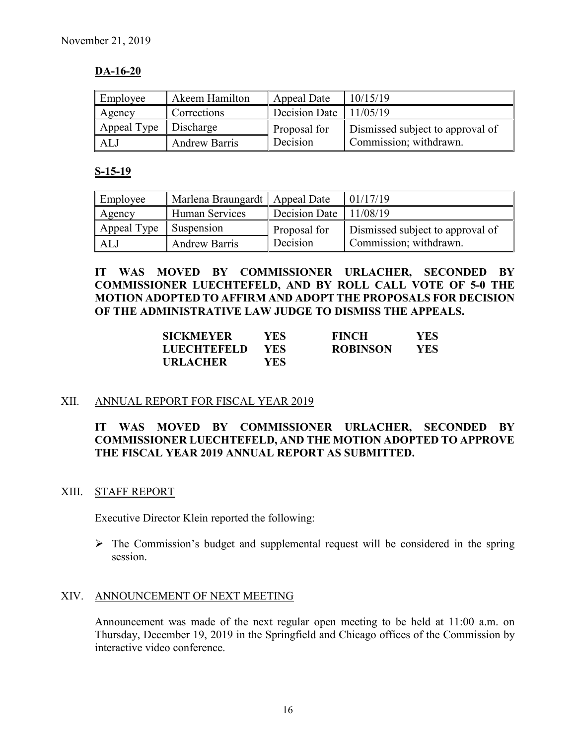November 21, 2019

**DA-16-20**

| Employee | Akeem Hamilton | Appeal Date | 10/15/19 |
|---|---|---|---|
| Agency | Corrections | Decision Date | 11/05/19 |
| Appeal Type | Discharge | Proposal for Decision | Dismissed subject to approval of Commission; withdrawn. |
| ALJ | Andrew Barris | | |

**S-15-19**

| Employee | Marlena Braungardt | Appeal Date | 01/17/19 |
|---|---|---|---|
| Agency | Human Services | Decision Date | 11/08/19 |
| Appeal Type | Suspension | Proposal for Decision | Dismissed subject to approval of Commission; withdrawn. |
| ALJ | Andrew Barris | | |

**IT WAS MOVED BY COMMISSIONER URLACHER, SECONDED BY COMMISSIONER LUECHTEFELD, AND BY ROLL CALL VOTE OF 5-0 THE MOTION ADOPTED TO AFFIRM AND ADOPT THE PROPOSALS FOR DECISION OF THE ADMINISTRATIVE LAW JUDGE TO DISMISS THE APPEALS.**

| | | | |
|---|---|---|---|
| **SICKMEYER** | **YES** | **FINCH** | **YES** |
| **LUECHTEFELD** | **YES** | **ROBINSON** | **YES** |
| **URLACHER** | **YES** | | |

## XII. ANNUAL REPORT FOR FISCAL YEAR 2019

**IT WAS MOVED BY COMMISSIONER URLACHER, SECONDED BY COMMISSIONER LUECHTEFELD, AND THE MOTION ADOPTED TO APPROVE THE FISCAL YEAR 2019 ANNUAL REPORT AS SUBMITTED.**

## XIII. STAFF REPORT

Executive Director Klein reported the following:

- The Commission's budget and supplemental request will be considered in the spring session.

## XIV. ANNOUNCEMENT OF NEXT MEETING

Announcement was made of the next regular open meeting to be held at 11:00 a.m. on Thursday, December 19, 2019 in the Springfield and Chicago offices of the Commission by interactive video conference.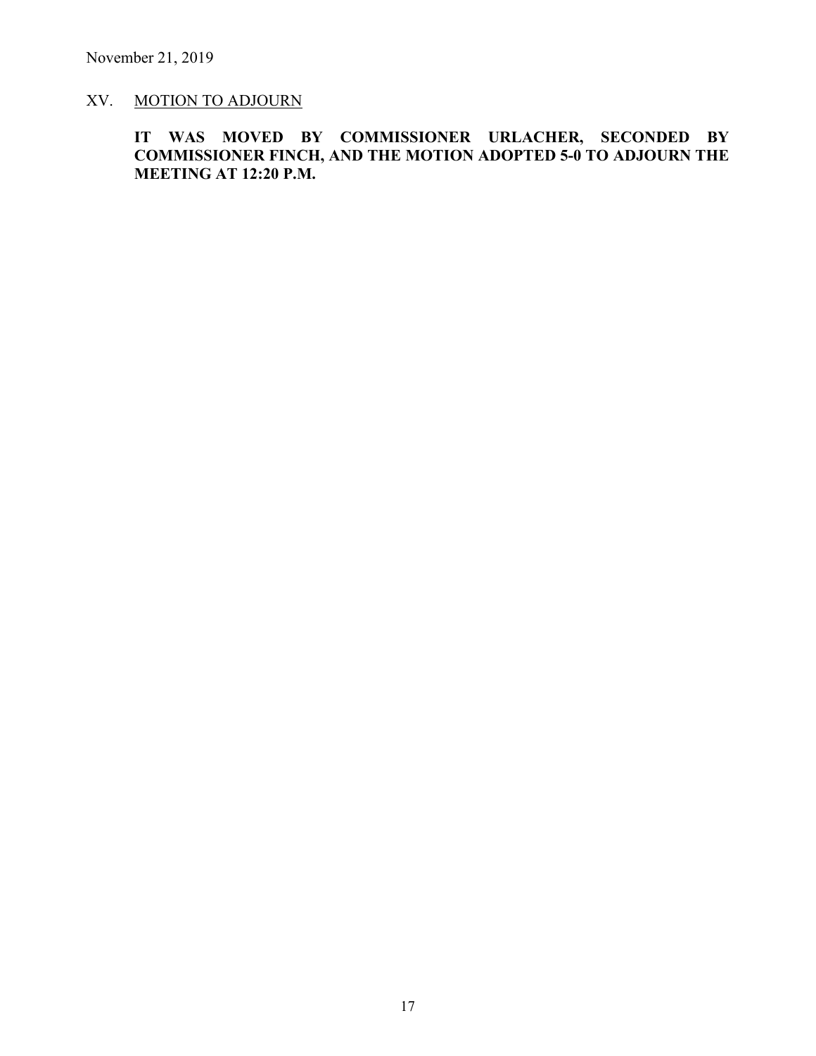## XV. MOTION TO ADJOURN

**IT WAS MOVED BY COMMISSIONER URLACHER, SECONDED BY COMMISSIONER FINCH, AND THE MOTION ADOPTED 5-0 TO ADJOURN THE MEETING AT 12:20 P.M.**